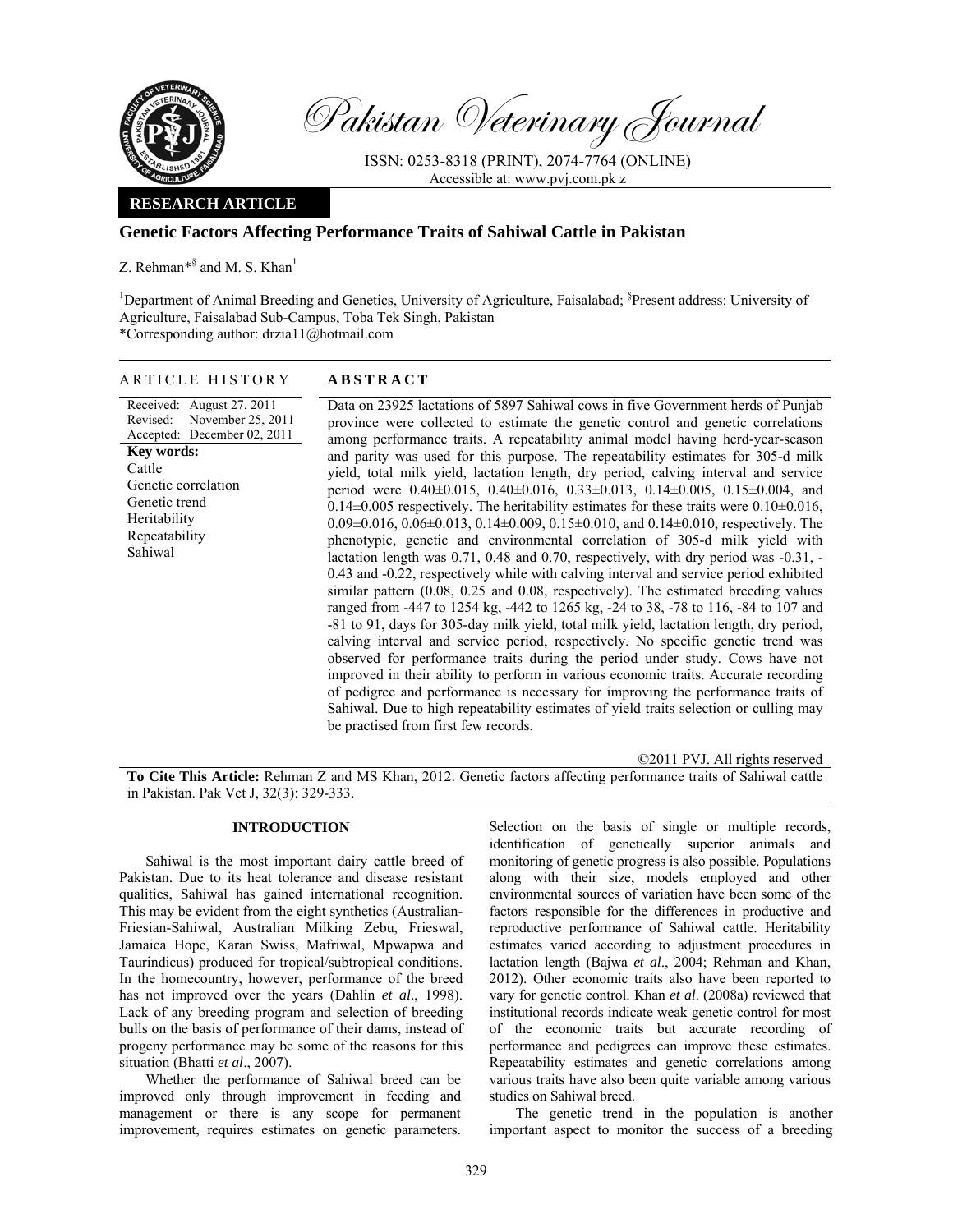Pakistan Veterinary Journal

ISSN: 0253-8318 (PRINT), 2074-7764 (ONLINE)
Accessible at: www.pvj.com.pk z

**RESEARCH ARTICLE**

# Genetic Factors Affecting Performance Traits of Sahiwal Cattle in Pakistan

Z. Rehman*[§] and M. S. Khan[1]

[1]Department of Animal Breeding and Genetics, University of Agriculture, Faisalabad; [§]Present address: University of Agriculture, Faisalabad Sub-Campus, Toba Tek Singh, Pakistan
*Corresponding author: drzia11@hotmail.com

## ARTICLE HISTORY

Received: August 27, 2011
Revised: November 25, 2011
Accepted: December 02, 2011

**Key words:**
Cattle
Genetic correlation
Genetic trend
Heritability
Repeatability
Sahiwal

## ABSTRACT

Data on 23925 lactations of 5897 Sahiwal cows in five Government herds of Punjab province were collected to estimate the genetic control and genetic correlations among performance traits. A repeatability animal model having herd-year-season and parity was used for this purpose. The repeatability estimates for 305-d milk yield, total milk yield, lactation length, dry period, calving interval and service period were 0.40±0.015, 0.40±0.016, 0.33±0.013, 0.14±0.005, 0.15±0.004, and 0.14±0.005 respectively. The heritability estimates for these traits were 0.10±0.016, 0.09±0.016, 0.06±0.013, 0.14±0.009, 0.15±0.010, and 0.14±0.010, respectively. The phenotypic, genetic and environmental correlation of 305-d milk yield with lactation length was 0.71, 0.48 and 0.70, respectively, with dry period was -0.31, -0.43 and -0.22, respectively while with calving interval and service period exhibited similar pattern (0.08, 0.25 and 0.08, respectively). The estimated breeding values ranged from -447 to 1254 kg, -442 to 1265 kg, -24 to 38, -78 to 116, -84 to 107 and -81 to 91, days for 305-day milk yield, total milk yield, lactation length, dry period, calving interval and service period, respectively. No specific genetic trend was observed for performance traits during the period under study. Cows have not improved in their ability to perform in various economic traits. Accurate recording of pedigree and performance is necessary for improving the performance traits of Sahiwal. Due to high repeatability estimates of yield traits selection or culling may be practised from first few records.

©2011 PVJ. All rights reserved

**To Cite This Article:** Rehman Z and MS Khan, 2012. Genetic factors affecting performance traits of Sahiwal cattle in Pakistan. Pak Vet J, 32(3): 329-333.

## INTRODUCTION

Sahiwal is the most important dairy cattle breed of Pakistan. Due to its heat tolerance and disease resistant qualities, Sahiwal has gained international recognition. This may be evident from the eight synthetics (Australian-Friesian-Sahiwal, Australian Milking Zebu, Frieswal, Jamaica Hope, Karan Swiss, Mafriwal, Mpwapwa and Taurindicus) produced for tropical/subtropical conditions. In the homecountry, however, performance of the breed has not improved over the years (Dahlin *et al*., 1998). Lack of any breeding program and selection of breeding bulls on the basis of performance of their dams, instead of progeny performance may be some of the reasons for this situation (Bhatti *et al*., 2007).

Whether the performance of Sahiwal breed can be improved only through improvement in feeding and management or there is any scope for permanent improvement, requires estimates on genetic parameters. Selection on the basis of single or multiple records, identification of genetically superior animals and monitoring of genetic progress is also possible. Populations along with their size, models employed and other environmental sources of variation have been some of the factors responsible for the differences in productive and reproductive performance of Sahiwal cattle. Heritability estimates varied according to adjustment procedures in lactation length (Bajwa *et al*., 2004; Rehman and Khan, 2012). Other economic traits also have been reported to vary for genetic control. Khan *et al*. (2008a) reviewed that institutional records indicate weak genetic control for most of the economic traits but accurate recording of performance and pedigrees can improve these estimates. Repeatability estimates and genetic correlations among various traits have also been quite variable among various studies on Sahiwal breed.

The genetic trend in the population is another important aspect to monitor the success of a breeding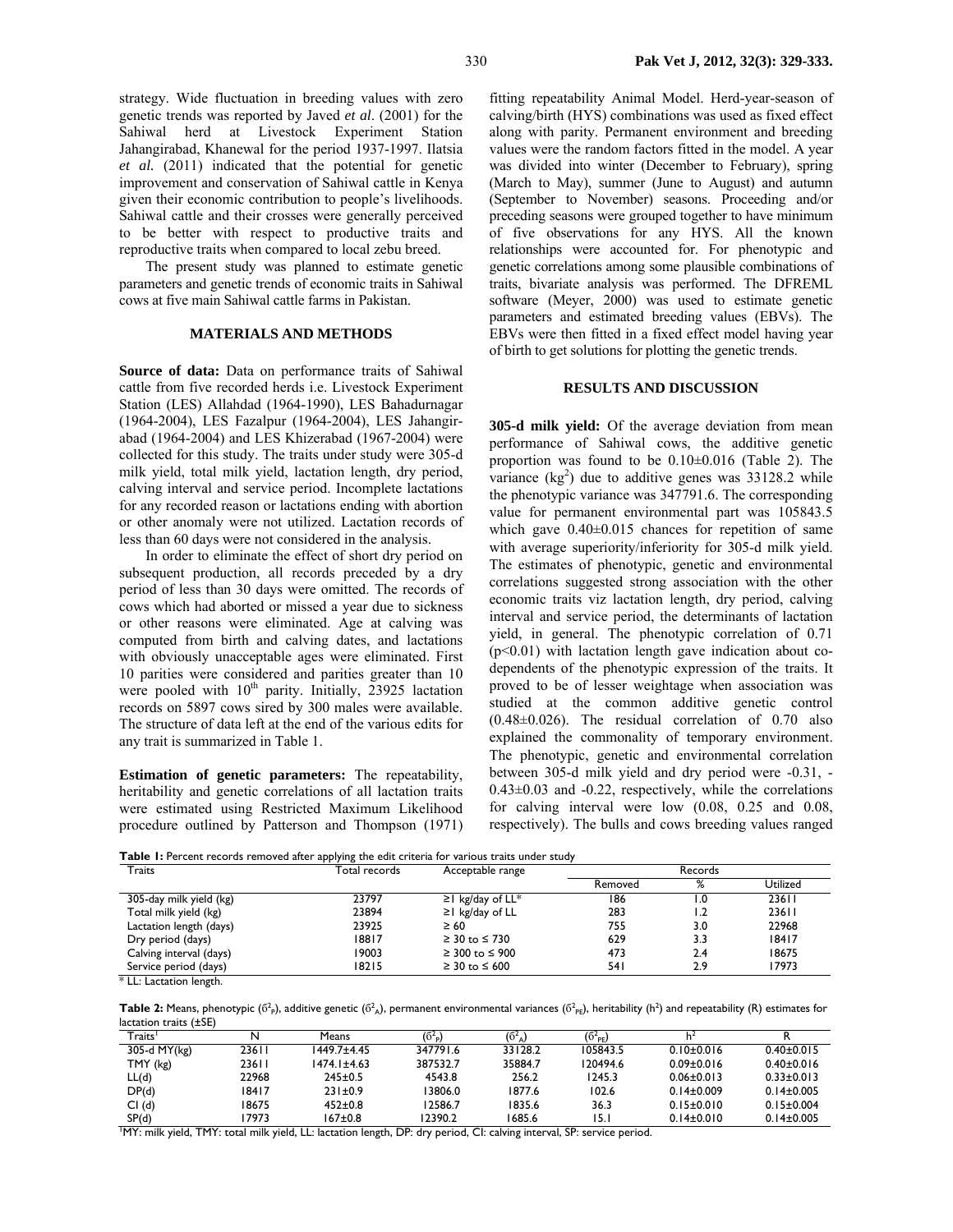strategy. Wide fluctuation in breeding values with zero genetic trends was reported by Javed *et al*. (2001) for the Sahiwal herd at Livestock Experiment Station Jahangirabad, Khanewal for the period 1937-1997. Ilatsia *et al.* (2011) indicated that the potential for genetic improvement and conservation of Sahiwal cattle in Kenya given their economic contribution to people's livelihoods. Sahiwal cattle and their crosses were generally perceived to be better with respect to productive traits and reproductive traits when compared to local zebu breed.

The present study was planned to estimate genetic parameters and genetic trends of economic traits in Sahiwal cows at five main Sahiwal cattle farms in Pakistan.

## MATERIALS AND METHODS

**Source of data:** Data on performance traits of Sahiwal cattle from five recorded herds i.e. Livestock Experiment Station (LES) Allahdad (1964-1990), LES Bahadurnagar (1964-2004), LES Fazalpur (1964-2004), LES Jahangirabad (1964-2004) and LES Khizerabad (1967-2004) were collected for this study. The traits under study were 305-d milk yield, total milk yield, lactation length, dry period, calving interval and service period. Incomplete lactations for any recorded reason or lactations ending with abortion or other anomaly were not utilized. Lactation records of less than 60 days were not considered in the analysis.

In order to eliminate the effect of short dry period on subsequent production, all records preceded by a dry period of less than 30 days were omitted. The records of cows which had aborted or missed a year due to sickness or other reasons were eliminated. Age at calving was computed from birth and calving dates, and lactations with obviously unacceptable ages were eliminated. First 10 parities were considered and parities greater than 10 were pooled with $10^{th}$ parity. Initially, 23925 lactation records on 5897 cows sired by 300 males were available. The structure of data left at the end of the various edits for any trait is summarized in Table 1.

**Estimation of genetic parameters:** The repeatability, heritability and genetic correlations of all lactation traits were estimated using Restricted Maximum Likelihood procedure outlined by Patterson and Thompson (1971) fitting repeatability Animal Model. Herd-year-season of calving/birth (HYS) combinations was used as fixed effect along with parity. Permanent environment and breeding values were the random factors fitted in the model. A year was divided into winter (December to February), spring (March to May), summer (June to August) and autumn (September to November) seasons. Proceeding and/or preceding seasons were grouped together to have minimum of five observations for any HYS. All the known relationships were accounted for. For phenotypic and genetic correlations among some plausible combinations of traits, bivariate analysis was performed. The DFREML software (Meyer, 2000) was used to estimate genetic parameters and estimated breeding values (EBVs). The EBVs were then fitted in a fixed effect model having year of birth to get solutions for plotting the genetic trends.

## RESULTS AND DISCUSSION

**305-d milk yield:** Of the average deviation from mean performance of Sahiwal cows, the additive genetic proportion was found to be 0.10±0.016 (Table 2). The variance ($kg^2$) due to additive genes was 33128.2 while the phenotypic variance was 347791.6. The corresponding value for permanent environmental part was 105843.5 which gave 0.40±0.015 chances for repetition of same with average superiority/inferiority for 305-d milk yield. The estimates of phenotypic, genetic and environmental correlations suggested strong association with the other economic traits viz lactation length, dry period, calving interval and service period, the determinants of lactation yield, in general. The phenotypic correlation of 0.71 ($p<0.01$) with lactation length gave indication about co-dependents of the phenotypic expression of the traits. It proved to be of lesser weightage when association was studied at the common additive genetic control (0.48±0.026). The residual correlation of 0.70 also explained the commonality of temporary environment. The phenotypic, genetic and environmental correlation between 305-d milk yield and dry period were -0.31, -0.43±0.03 and -0.22, respectively, while the correlations for calving interval were low (0.08, 0.25 and 0.08, respectively). The bulls and cows breeding values ranged

**Table 1:** Percent records removed after applying the edit criteria for various traits under study

| Traits | Total records | Acceptable range | Records | | |
|---|---|---|---|---|---|
| | | | Removed | % | Utilized |
| 305-day milk yield (kg) | 23797 | ≥1 kg/day of LL* | 186 | 1.0 | 23611 |
| Total milk yield (kg) | 23894 | ≥1 kg/day of LL | 283 | 1.2 | 23611 |
| Lactation length (days) | 23925 | ≥ 60 | 755 | 3.0 | 22968 |
| Dry period (days) | 18817 | ≥ 30 to ≤ 730 | 629 | 3.3 | 18417 |
| Calving interval (days) | 19003 | ≥ 300 to ≤ 900 | 473 | 2.4 | 18675 |
| Service period (days) | 18215 | ≥ 30 to ≤ 600 | 541 | 2.9 | 17973 |

* LL: Lactation length.

**Table 2:** Means, phenotypic ($\sigma^2_P$), additive genetic ($\sigma^2_A$), permanent environmental variances ($\sigma^2_{PE}$), heritability ($h^2$) and repeatability (R) estimates for lactation traits (±SE)

| Traits[1] | N | Means | ($\sigma^2_P$) | ($\sigma^2_A$) | ($\sigma^2_{PE}$) | $h^2$ | R |
|---|---|---|---|---|---|---|---|
| 305-d MY(kg) | 23611 | 1449.7±4.45 | 347791.6 | 33128.2 | 105843.5 | 0.10±0.016 | 0.40±0.015 |
| TMY (kg) | 23611 | 1474.1±4.63 | 387532.7 | 35884.7 | 120494.6 | 0.09±0.016 | 0.40±0.016 |
| LL(d) | 22968 | 245±0.5 | 4543.8 | 256.2 | 1245.3 | 0.06±0.013 | 0.33±0.013 |
| DP(d) | 18417 | 231±0.9 | 13806.0 | 1877.6 | 102.6 | 0.14±0.009 | 0.14±0.005 |
| CI (d) | 18675 | 452±0.8 | 12586.7 | 1835.6 | 36.3 | 0.15±0.010 | 0.15±0.004 |
| SP(d) | 17973 | 167±0.8 | 12390.2 | 1685.6 | 15.1 | 0.14±0.010 | 0.14±0.005 |

[1]MY: milk yield, TMY: total milk yield, LL: lactation length, DP: dry period, CI: calving interval, SP: service period.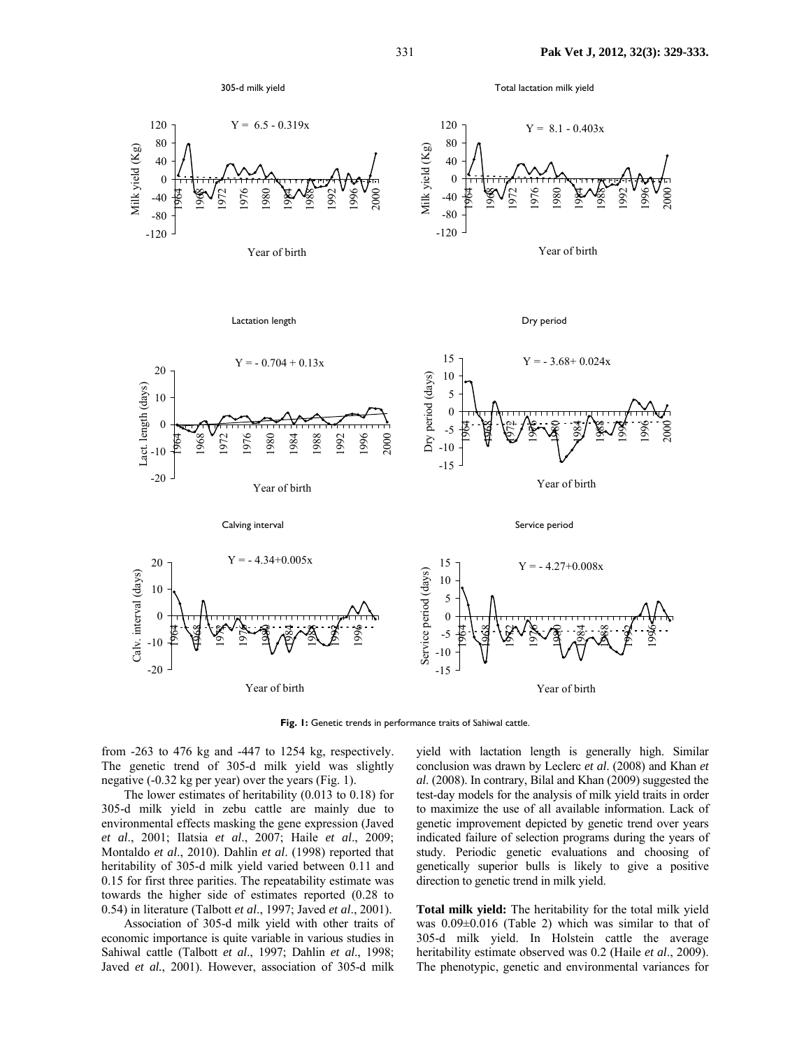**Fig. 1:** Genetic trends in performance traits of Sahiwal cattle.

from -263 to 476 kg and -447 to 1254 kg, respectively. The genetic trend of 305-d milk yield was slightly negative (-0.32 kg per year) over the years (Fig. 1).

The lower estimates of heritability (0.013 to 0.18) for 305-d milk yield in zebu cattle are mainly due to environmental effects masking the gene expression (Javed *et al*., 2001; Ilatsia *et al*., 2007; Haile *et al*., 2009; Montaldo *et al*., 2010). Dahlin *et al*. (1998) reported that heritability of 305-d milk yield varied between 0.11 and 0.15 for first three parities. The repeatability estimate was towards the higher side of estimates reported (0.28 to 0.54) in literature (Talbott *et al*., 1997; Javed *et al*., 2001).

Association of 305-d milk yield with other traits of economic importance is quite variable in various studies in Sahiwal cattle (Talbott *et al*., 1997; Dahlin *et al*., 1998; Javed *et al.*, 2001). However, association of 305-d milk yield with lactation length is generally high. Similar conclusion was drawn by Leclerc *et al*. (2008) and Khan *et al*. (2008). In contrary, Bilal and Khan (2009) suggested the test-day models for the analysis of milk yield traits in order to maximize the use of all available information. Lack of genetic improvement depicted by genetic trend over years indicated failure of selection programs during the years of study. Periodic genetic evaluations and choosing of genetically superior bulls is likely to give a positive direction to genetic trend in milk yield.

**Total milk yield:** The heritability for the total milk yield was 0.09±0.016 (Table 2) which was similar to that of 305-d milk yield. In Holstein cattle the average heritability estimate observed was 0.2 (Haile *et al*., 2009). The phenotypic, genetic and environmental variances for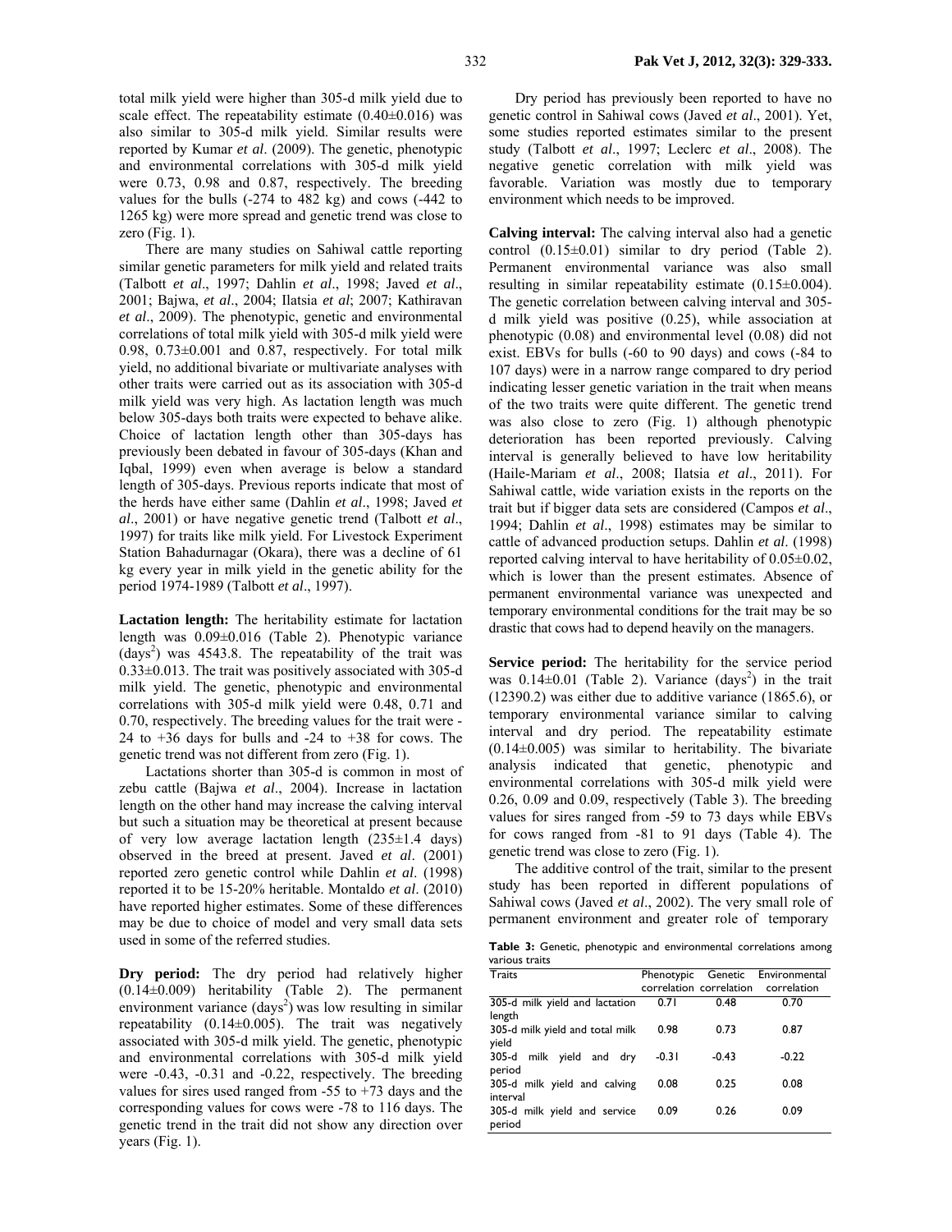total milk yield were higher than 305-d milk yield due to scale effect. The repeatability estimate (0.40±0.016) was also similar to 305-d milk yield. Similar results were reported by Kumar *et al*. (2009). The genetic, phenotypic and environmental correlations with 305-d milk yield were 0.73, 0.98 and 0.87, respectively. The breeding values for the bulls (-274 to 482 kg) and cows (-442 to 1265 kg) were more spread and genetic trend was close to zero (Fig. 1).

There are many studies on Sahiwal cattle reporting similar genetic parameters for milk yield and related traits (Talbott *et al*., 1997; Dahlin *et al*., 1998; Javed *et al*., 2001; Bajwa, *et al*., 2004; Ilatsia *et al*; 2007; Kathiravan *et al*., 2009). The phenotypic, genetic and environmental correlations of total milk yield with 305-d milk yield were 0.98, 0.73±0.001 and 0.87, respectively. For total milk yield, no additional bivariate or multivariate analyses with other traits were carried out as its association with 305-d milk yield was very high. As lactation length was much below 305-days both traits were expected to behave alike. Choice of lactation length other than 305-days has previously been debated in favour of 305-days (Khan and Iqbal, 1999) even when average is below a standard length of 305-days. Previous reports indicate that most of the herds have either same (Dahlin *et al*., 1998; Javed *et al*., 2001) or have negative genetic trend (Talbott *et al*., 1997) for traits like milk yield. For Livestock Experiment Station Bahadurnagar (Okara), there was a decline of 61 kg every year in milk yield in the genetic ability for the period 1974-1989 (Talbott *et al*., 1997).

**Lactation length:** The heritability estimate for lactation length was 0.09±0.016 (Table 2). Phenotypic variance (days$^2$) was 4543.8. The repeatability of the trait was 0.33±0.013. The trait was positively associated with 305-d milk yield. The genetic, phenotypic and environmental correlations with 305-d milk yield were 0.48, 0.71 and 0.70, respectively. The breeding values for the trait were -24 to +36 days for bulls and -24 to +38 for cows. The genetic trend was not different from zero (Fig. 1).

Lactations shorter than 305-d is common in most of zebu cattle (Bajwa *et al*., 2004). Increase in lactation length on the other hand may increase the calving interval but such a situation may be theoretical at present because of very low average lactation length (235±1.4 days) observed in the breed at present. Javed *et al*. (2001) reported zero genetic control while Dahlin *et al*. (1998) reported it to be 15-20% heritable. Montaldo *et al*. (2010) have reported higher estimates. Some of these differences may be due to choice of model and very small data sets used in some of the referred studies.

**Dry period:** The dry period had relatively higher (0.14±0.009) heritability (Table 2). The permanent environment variance (days$^2$) was low resulting in similar repeatability (0.14±0.005). The trait was negatively associated with 305-d milk yield. The genetic, phenotypic and environmental correlations with 305-d milk yield were -0.43, -0.31 and -0.22, respectively. The breeding values for sires used ranged from -55 to +73 days and the corresponding values for cows were -78 to 116 days. The genetic trend in the trait did not show any direction over years (Fig. 1).

Dry period has previously been reported to have no genetic control in Sahiwal cows (Javed *et al*., 2001). Yet, some studies reported estimates similar to the present study (Talbott *et al*., 1997; Leclerc *et al*., 2008). The negative genetic correlation with milk yield was favorable. Variation was mostly due to temporary environment which needs to be improved.

**Calving interval:** The calving interval also had a genetic control (0.15±0.01) similar to dry period (Table 2). Permanent environmental variance was also small resulting in similar repeatability estimate (0.15±0.004). The genetic correlation between calving interval and 305-d milk yield was positive (0.25), while association at phenotypic (0.08) and environmental level (0.08) did not exist. EBVs for bulls (-60 to 90 days) and cows (-84 to 107 days) were in a narrow range compared to dry period indicating lesser genetic variation in the trait when means of the two traits were quite different. The genetic trend was also close to zero (Fig. 1) although phenotypic deterioration has been reported previously. Calving interval is generally believed to have low heritability (Haile-Mariam *et al*., 2008; Ilatsia *et al*., 2011). For Sahiwal cattle, wide variation exists in the reports on the trait but if bigger data sets are considered (Campos *et al*., 1994; Dahlin *et al*., 1998) estimates may be similar to cattle of advanced production setups. Dahlin *et al*. (1998) reported calving interval to have heritability of 0.05±0.02, which is lower than the present estimates. Absence of permanent environmental variance was unexpected and temporary environmental conditions for the trait may be so drastic that cows had to depend heavily on the managers.

**Service period:** The heritability for the service period was 0.14±0.01 (Table 2). Variance (days$^2$) in the trait (12390.2) was either due to additive variance (1865.6), or temporary environmental variance similar to calving interval and dry period. The repeatability estimate (0.14±0.005) was similar to heritability. The bivariate analysis indicated that genetic, phenotypic and environmental correlations with 305-d milk yield were 0.26, 0.09 and 0.09, respectively (Table 3). The breeding values for sires ranged from -59 to 73 days while EBVs for cows ranged from -81 to 91 days (Table 4). The genetic trend was close to zero (Fig. 1).

The additive control of the trait, similar to the present study has been reported in different populations of Sahiwal cows (Javed *et al*., 2002). The very small role of permanent environment and greater role of temporary

**Table 3:** Genetic, phenotypic and environmental correlations among various traits

| Traits | Phenotypic correlation | Genetic correlation | Environmental correlation |
|---|---|---|---|
| 305-d milk yield and lactation length | 0.71 | 0.48 | 0.70 |
| 305-d milk yield and total milk yield | 0.98 | 0.73 | 0.87 |
| 305-d milk yield and dry period | -0.31 | -0.43 | -0.22 |
| 305-d milk yield and calving interval | 0.08 | 0.25 | 0.08 |
| 305-d milk yield and service period | 0.09 | 0.26 | 0.09 |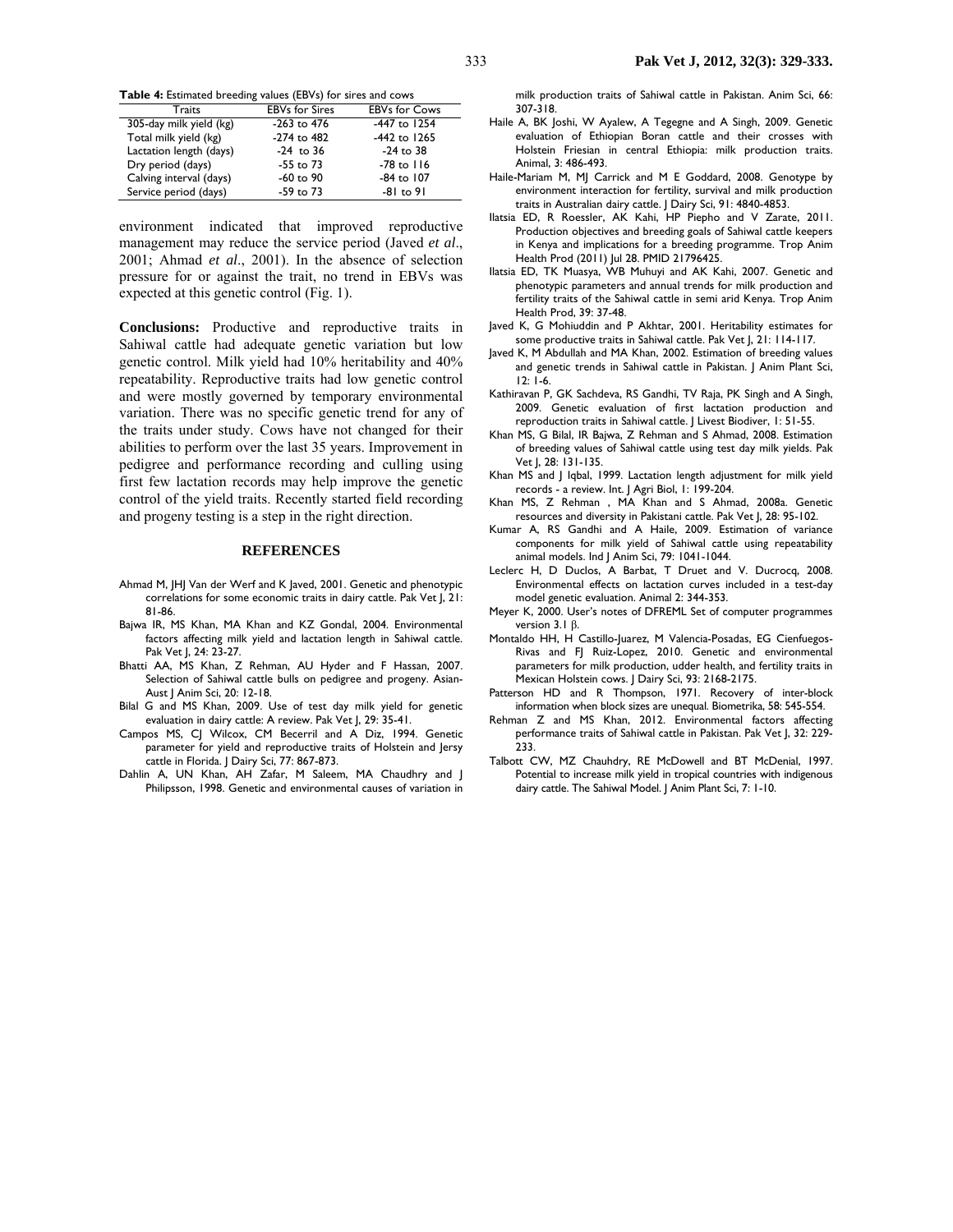**Table 4:** Estimated breeding values (EBVs) for sires and cows

| Traits | EBVs for Sires | EBVs for Cows |
|---|---|---|
| 305-day milk yield (kg) | -263 to 476 | -447 to 1254 |
| Total milk yield (kg) | -274 to 482 | -442 to 1265 |
| Lactation length (days) | -24 to 36 | -24 to 38 |
| Dry period (days) | -55 to 73 | -78 to 116 |
| Calving interval (days) | -60 to 90 | -84 to 107 |
| Service period (days) | -59 to 73 | -81 to 91 |

environment indicated that improved reproductive management may reduce the service period (Javed *et al*., 2001; Ahmad *et al*., 2001). In the absence of selection pressure for or against the trait, no trend in EBVs was expected at this genetic control (Fig. 1).

**Conclusions:** Productive and reproductive traits in Sahiwal cattle had adequate genetic variation but low genetic control. Milk yield had 10% heritability and 40% repeatability. Reproductive traits had low genetic control and were mostly governed by temporary environmental variation. There was no specific genetic trend for any of the traits under study. Cows have not changed for their abilities to perform over the last 35 years. Improvement in pedigree and performance recording and culling using first few lactation records may help improve the genetic control of the yield traits. Recently started field recording and progeny testing is a step in the right direction.

## REFERENCES

Ahmad M, JHJ Van der Werf and K Javed, 2001. Genetic and phenotypic correlations for some economic traits in dairy cattle. Pak Vet J, 21: 81-86.

Bajwa IR, MS Khan, MA Khan and KZ Gondal, 2004. Environmental factors affecting milk yield and lactation length in Sahiwal cattle. Pak Vet J, 24: 23-27.

Bhatti AA, MS Khan, Z Rehman, AU Hyder and F Hassan, 2007. Selection of Sahiwal cattle bulls on pedigree and progeny. Asian-Aust J Anim Sci, 20: 12-18.

Bilal G and MS Khan, 2009. Use of test day milk yield for genetic evaluation in dairy cattle: A review. Pak Vet J, 29: 35-41.

Campos MS, CJ Wilcox, CM Becerril and A Diz, 1994. Genetic parameter for yield and reproductive traits of Holstein and Jersy cattle in Florida. J Dairy Sci, 77: 867-873.

Dahlin A, UN Khan, AH Zafar, M Saleem, MA Chaudhry and J Philipsson, 1998. Genetic and environmental causes of variation in milk production traits of Sahiwal cattle in Pakistan. Anim Sci, 66: 307-318.

Haile A, BK Joshi, W Ayalew, A Tegegne and A Singh, 2009. Genetic evaluation of Ethiopian Boran cattle and their crosses with Holstein Friesian in central Ethiopia: milk production traits. Animal, 3: 486-493.

Haile-Mariam M, MJ Carrick and M E Goddard, 2008. Genotype by environment interaction for fertility, survival and milk production traits in Australian dairy cattle. J Dairy Sci, 91: 4840-4853.

Ilatsia ED, R Roessler, AK Kahi, HP Piepho and V Zarate, 2011. Production objectives and breeding goals of Sahiwal cattle keepers in Kenya and implications for a breeding programme. Trop Anim Health Prod (2011) Jul 28. PMID 21796425.

Ilatsia ED, TK Muasya, WB Muhuyi and AK Kahi, 2007. Genetic and phenotypic parameters and annual trends for milk production and fertility traits of the Sahiwal cattle in semi arid Kenya. Trop Anim Health Prod, 39: 37-48.

Javed K, G Mohiuddin and P Akhtar, 2001. Heritability estimates for some productive traits in Sahiwal cattle. Pak Vet J, 21: 114-117.

Javed K, M Abdullah and MA Khan, 2002. Estimation of breeding values and genetic trends in Sahiwal cattle in Pakistan. J Anim Plant Sci, 12: 1-6.

Kathiravan P, GK Sachdeva, RS Gandhi, TV Raja, PK Singh and A Singh, 2009. Genetic evaluation of first lactation production and reproduction traits in Sahiwal cattle. J Livest Biodiver, 1: 51-55.

Khan MS, G Bilal, IR Bajwa, Z Rehman and S Ahmad, 2008. Estimation of breeding values of Sahiwal cattle using test day milk yields. Pak Vet J, 28: 131-135.

Khan MS and J Iqbal, 1999. Lactation length adjustment for milk yield records - a review. Int. J Agri Biol, 1: 199-204.

Khan MS, Z Rehman , MA Khan and S Ahmad, 2008a. Genetic resources and diversity in Pakistani cattle. Pak Vet J, 28: 95-102.

Kumar A, RS Gandhi and A Haile, 2009. Estimation of variance components for milk yield of Sahiwal cattle using repeatability animal models. Ind J Anim Sci, 79: 1041-1044.

Leclerc H, D Duclos, A Barbat, T Druet and V. Ducrocq, 2008. Environmental effects on lactation curves included in a test-day model genetic evaluation. Animal 2: 344-353.

Meyer K, 2000. User's notes of DFREML Set of computer programmes version 3.1 β.

Montaldo HH, H Castillo-Juarez, M Valencia-Posadas, EG Cienfuegos-Rivas and FJ Ruiz-Lopez, 2010. Genetic and environmental parameters for milk production, udder health, and fertility traits in Mexican Holstein cows. J Dairy Sci, 93: 2168-2175.

Patterson HD and R Thompson, 1971. Recovery of inter-block information when block sizes are unequal. Biometrika, 58: 545-554.

Rehman Z and MS Khan, 2012. Environmental factors affecting performance traits of Sahiwal cattle in Pakistan. Pak Vet J, 32: 229-233.

Talbott CW, MZ Chauhdry, RE McDowell and BT McDenial, 1997. Potential to increase milk yield in tropical countries with indigenous dairy cattle. The Sahiwal Model. J Anim Plant Sci, 7: 1-10.